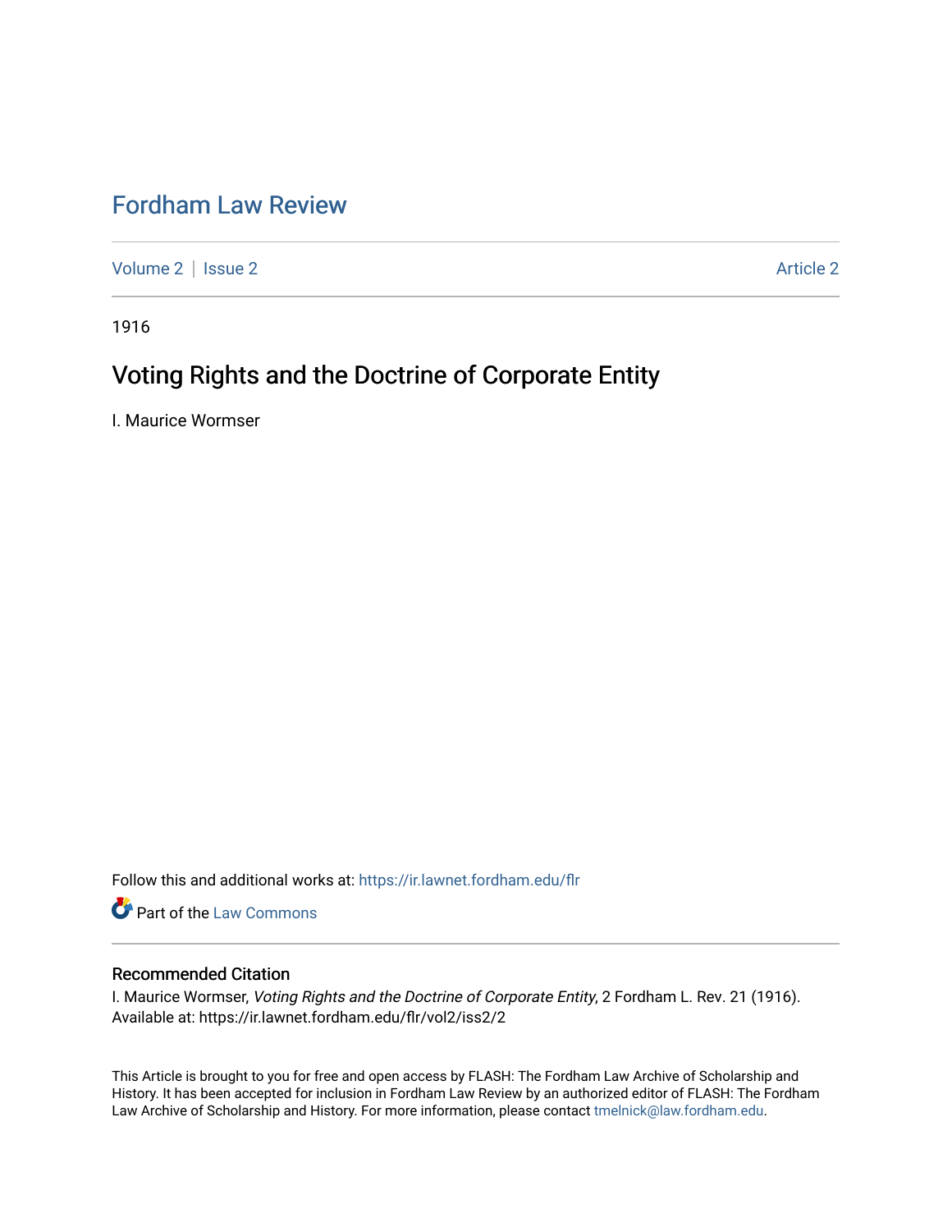# Fordham Law Review

Volume 2 | Issue 2 Article 2

1916

## Voting Rights and the Doctrine of Corporate Entity

I. Maurice Wormser

Follow this and additional works at: https://ir.lawnet.fordham.edu/flr

Part of the Law Commons

### Recommended Citation

I. Maurice Wormser, *Voting Rights and the Doctrine of Corporate Entity*, 2 Fordham L. Rev. 21 (1916).
Available at: https://ir.lawnet.fordham.edu/flr/vol2/iss2/2

This Article is brought to you for free and open access by FLASH: The Fordham Law Archive of Scholarship and History. It has been accepted for inclusion in Fordham Law Review by an authorized editor of FLASH: The Fordham Law Archive of Scholarship and History. For more information, please contact tmelnick@law.fordham.edu.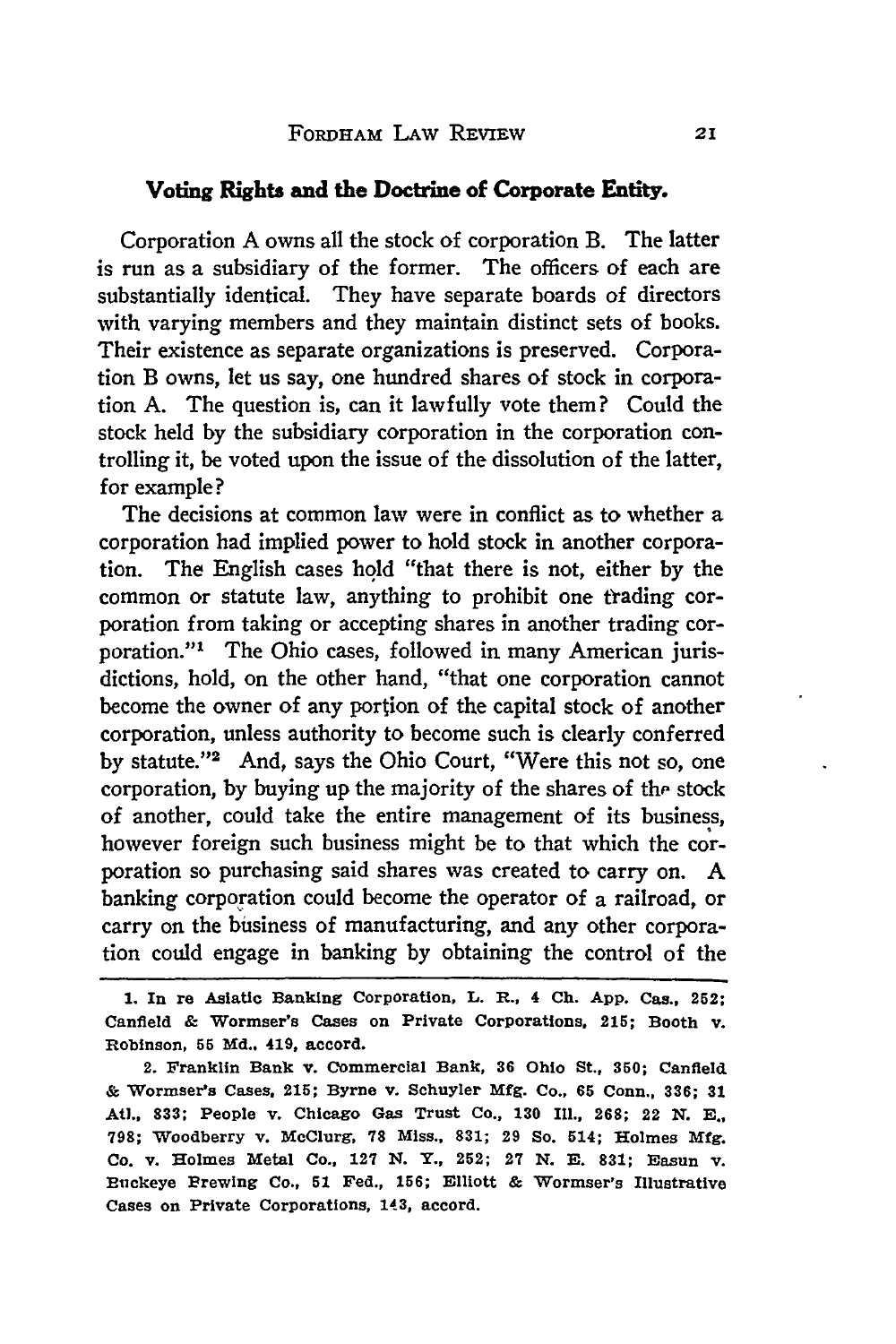### Voting Rights and the Doctrine of Corporate Entity.

Corporation A owns all the stock of corporation B. The latter is run as a subsidiary of the former. The officers of each are substantially identical. They have separate boards of directors with varying members and they maintain distinct sets of books. Their existence as separate organizations is preserved. Corporation B owns, let us say, one hundred shares of stock in corporation A. The question is, can it lawfully vote them? Could the stock held by the subsidiary corporation in the corporation controlling it, be voted upon the issue of the dissolution of the latter, for example?

The decisions at common law were in conflict as to whether a corporation had implied power to hold stock in another corporation. The English cases hold "that there is not, either by the common or statute law, anything to prohibit one trading corporation from taking or accepting shares in another trading corporation."[1] The Ohio cases, followed in many American jurisdictions, hold, on the other hand, "that one corporation cannot become the owner of any portion of the capital stock of another corporation, unless authority to become such is clearly conferred by statute."[2] And, says the Ohio Court, "Were this not so, one corporation, by buying up the majority of the shares of the stock of another, could take the entire management of its business, however foreign such business might be to that which the corporation so purchasing said shares was created to carry on. A banking corporation could become the operator of a railroad, or carry on the business of manufacturing, and any other corporation could engage in banking by obtaining the control of the

1. In re Asiatic Banking Corporation, L. R., 4 Ch. App. Cas., 252; Canfield & Wormser's Cases on Private Corporations, 215; Booth v. Robinson, 55 Md., 419, accord.

2. Franklin Bank v. Commercial Bank, 36 Ohio St., 350; Canfield & Wormser's Cases, 215; Byrne v. Schuyler Mfg. Co., 65 Conn., 336; 31 Atl., 833; People v. Chicago Gas Trust Co., 130 Ill., 268; 22 N. E., 798; Woodberry v. McClurg, 78 Miss., 831; 29 So. 514; Holmes Mfg. Co. v. Holmes Metal Co., 127 N. Y., 252; 27 N. E. 831; Easun v. Buckeye Brewing Co., 51 Fed., 156; Elliott & Wormser's Illustrative Cases on Private Corporations, 143, accord.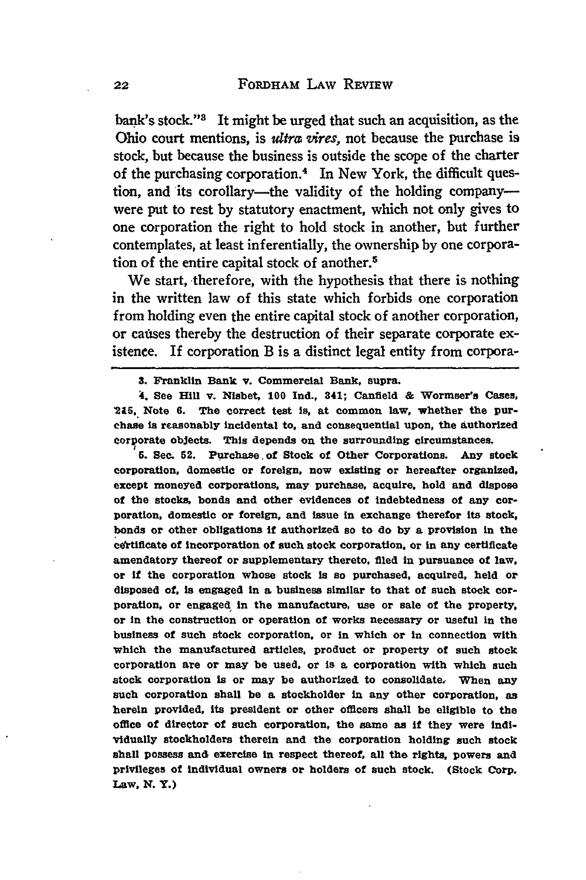bank's stock."[3] It might be urged that such an acquisition, as the Ohio court mentions, is *ultra vires*, not because the purchase is stock, but because the business is outside the scope of the charter of the purchasing corporation.[4] In New York, the difficult question, and its corollary—the validity of the holding company—were put to rest by statutory enactment, which not only gives to one corporation the right to hold stock in another, but further contemplates, at least inferentially, the ownership by one corporation of the entire capital stock of another.[5]

We start, therefore, with the hypothesis that there is nothing in the written law of this state which forbids one corporation from holding even the entire capital stock of another corporation, or causes thereby the destruction of their separate corporate existence. If corporation B is a distinct legal entity from corpora-

---

3. Franklin Bank v. Commercial Bank, supra.

4. See Hill v. Nisbet, 100 Ind., 341; Canfield & Wormser's Cases, 215, Note 6. The correct test is, at common law, whether the purchase is reasonably incidental to, and consequential upon, the authorized corporate objects. This depends on the surrounding circumstances.

5. Sec. 52. Purchase of Stock of Other Corporations. Any stock corporation, domestic or foreign, now existing or hereafter organized, except moneyed corporations, may purchase, acquire, hold and dispose of the stocks, bonds and other evidences of indebtedness of any corporation, domestic or foreign, and issue in exchange therefor its stock, bonds or other obligations if authorized so to do by a provision in the certificate of incorporation of such stock corporation, or in any certificate amendatory thereof or supplementary thereto, filed in pursuance of law, or if the corporation whose stock is so purchased, acquired, held or disposed of, is engaged in a business similar to that of such stock corporation, or engaged in the manufacture, use or sale of the property, or in the construction or operation of works necessary or useful in the business of such stock corporation, or in which or in connection with which the manufactured articles, product or property of such stock corporation are or may be used, or is a corporation with which such stock corporation is or may be authorized to consolidate. When any such corporation shall be a stockholder in any other corporation, as herein provided, its president or other officers shall be eligible to the office of director of such corporation, the same as if they were individually stockholders therein and the corporation holding such stock shall possess and exercise in respect thereof, all the rights, powers and privileges of individual owners or holders of such stock. (Stock Corp. Law, N. Y.)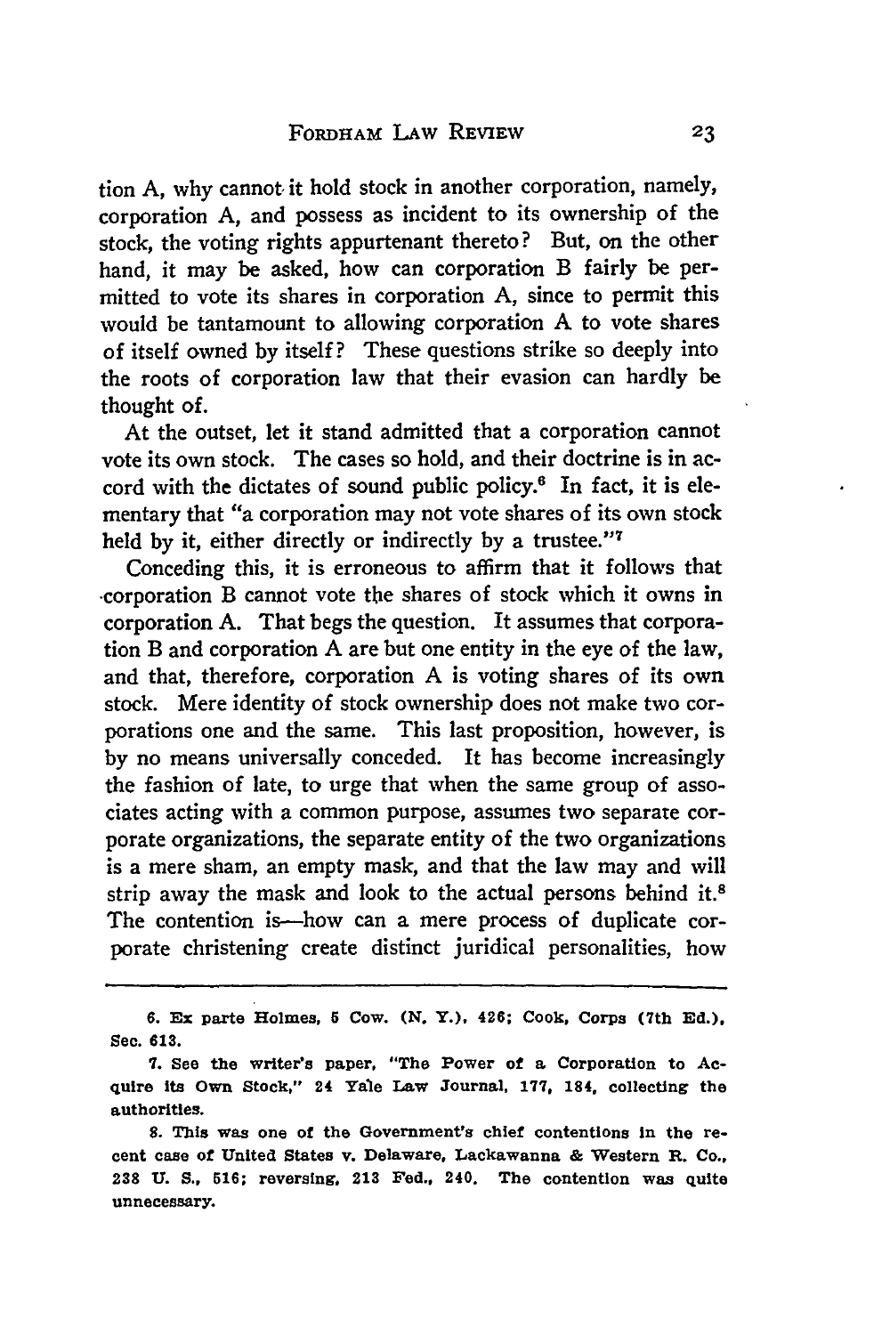tion A, why cannot it hold stock in another corporation, namely, corporation A, and possess as incident to its ownership of the stock, the voting rights appurtenant thereto? But, on the other hand, it may be asked, how can corporation B fairly be permitted to vote its shares in corporation A, since to permit this would be tantamount to allowing corporation A to vote shares of itself owned by itself? These questions strike so deeply into the roots of corporation law that their evasion can hardly be thought of.

At the outset, let it stand admitted that a corporation cannot vote its own stock. The cases so hold, and their doctrine is in accord with the dictates of sound public policy.[6] In fact, it is elementary that "a corporation may not vote shares of its own stock held by it, either directly or indirectly by a trustee."[7]

Conceding this, it is erroneous to affirm that it follows that corporation B cannot vote the shares of stock which it owns in corporation A. That begs the question. It assumes that corporation B and corporation A are but one entity in the eye of the law, and that, therefore, corporation A is voting shares of its own stock. Mere identity of stock ownership does not make two corporations one and the same. This last proposition, however, is by no means universally conceded. It has become increasingly the fashion of late, to urge that when the same group of associates acting with a common purpose, assumes two separate corporate organizations, the separate entity of the two organizations is a mere sham, an empty mask, and that the law may and will strip away the mask and look to the actual persons behind it.[8] The contention is—how can a mere process of duplicate corporate christening create distinct juridical personalities, how

---

6. Ex parte Holmes, 5 Cow. (N. Y.), 426; Cook, Corps (7th Ed.), Sec. 613.

7. See the writer's paper, "The Power of a Corporation to Acquire its Own Stock," 24 Yale Law Journal, 177, 184, collecting the authorities.

8. This was one of the Government's chief contentions in the recent case of United States v. Delaware, Lackawanna & Western R. Co., 238 U. S., 516; reversing, 213 Fed., 240. The contention was quite unnecessary.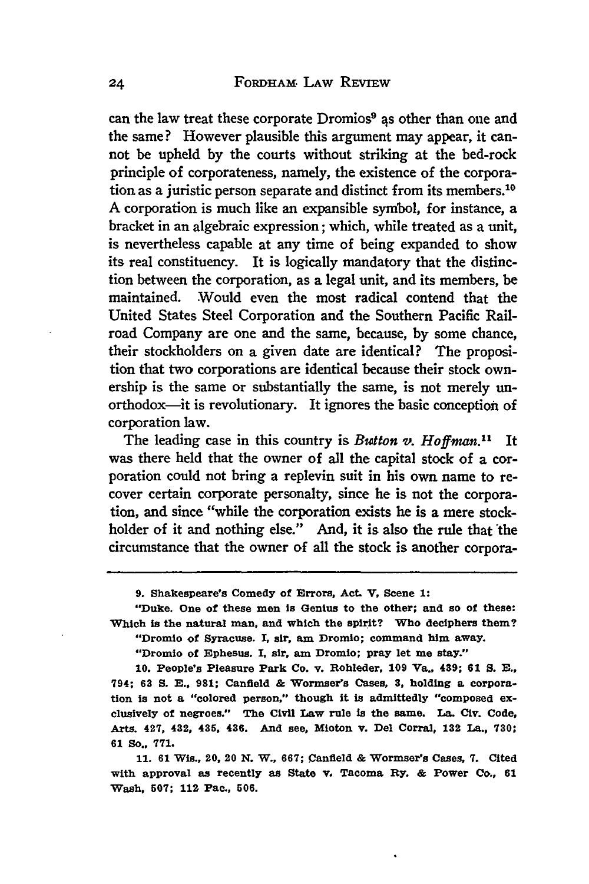can the law treat these corporate Dromios[9] as other than one and the same? However plausible this argument may appear, it cannot be upheld by the courts without striking at the bed-rock principle of corporateness, namely, the existence of the corporation as a juristic person separate and distinct from its members.[10] A corporation is much like an expansible symbol, for instance, a bracket in an algebraic expression; which, while treated as a unit, is nevertheless capable at any time of being expanded to show its real constituency. It is logically mandatory that the distinction between the corporation, as a legal unit, and its members, be maintained. Would even the most radical contend that the United States Steel Corporation and the Southern Pacific Railroad Company are one and the same, because, by some chance, their stockholders on a given date are identical? The proposition that two corporations are identical because their stock ownership is the same or substantially the same, is not merely unorthodox—it is revolutionary. It ignores the basic conception of corporation law.

The leading case in this country is *Button v. Hoffman*.[11] It was there held that the owner of all the capital stock of a corporation could not bring a replevin suit in his own name to recover certain corporate personalty, since he is not the corporation, and since "while the corporation exists he is a mere stockholder of it and nothing else." And, it is also the rule that the circumstance that the owner of all the stock is another corpora-

---

9. Shakespeare's Comedy of Errors, Act. V, Scene 1:

"Duke. One of these men is Genius to the other; and so of these: Which is the natural man, and which the spirit? Who deciphers them?

"Dromio of Syracuse. I, sir, am Dromio; command him away.

"Dromio of Ephesus. I, sir, am Dromio; pray let me stay."

10. People's Pleasure Park Co. v. Rohleder, 109 Va., 439; 61 S. E., 794; 63 S. E., 981; Canfield & Wormser's Cases, 3, holding a corporation is not a "colored person," though it is admittedly "composed exclusively of negroes." The Civil Law rule is the same. La. Civ. Code, Arts. 427, 432, 435, 436. And see, Mioton v. Del Corral, 132 La., 730; 61 So., 771.

11. 61 Wis., 20, 20 N. W., 667; Canfield & Wormser's Cases, 7. Cited with approval as recently as State v. Tacoma Ry. & Power Co., 61 Wash, 507; 112 Pac., 506.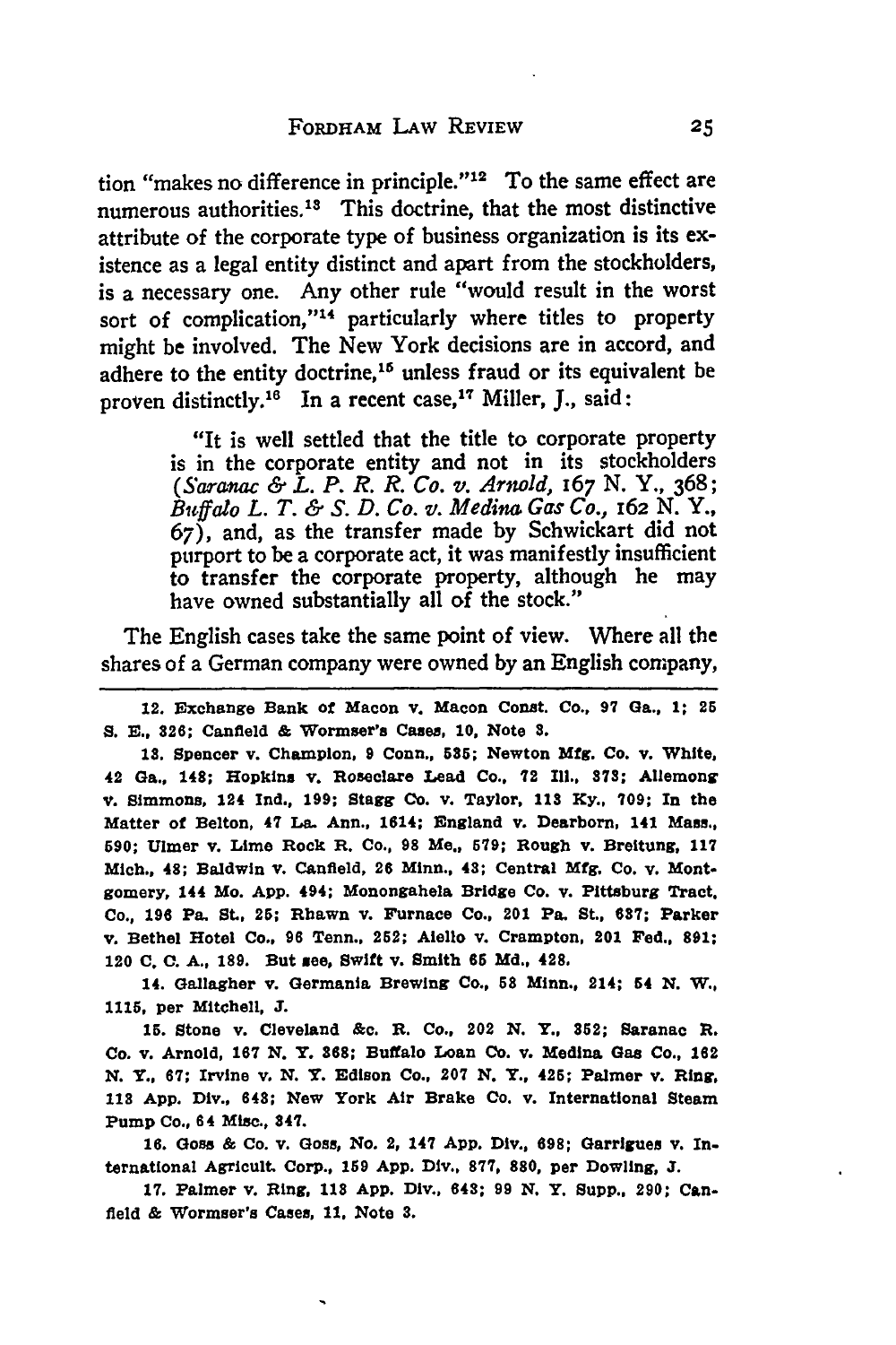tion "makes no difference in principle."[12] To the same effect are numerous authorities.[13] This doctrine, that the most distinctive attribute of the corporate type of business organization is its existence as a legal entity distinct and apart from the stockholders, is a necessary one. Any other rule "would result in the worst sort of complication,"[14] particularly where titles to property might be involved. The New York decisions are in accord, and adhere to the entity doctrine,[15] unless fraud or its equivalent be proven distinctly.[16] In a recent case,[17] Miller, J., said:

> "It is well settled that the title to corporate property is in the corporate entity and not in its stockholders (*Saranac & L. P. R. R. Co. v. Arnold,* 167 N. Y., 368; *Buffalo L. T. & S. D. Co. v. Medina Gas Co.,* 162 N. Y., 67), and, as the transfer made by Schwickart did not purport to be a corporate act, it was manifestly insufficient to transfer the corporate property, although he may have owned substantially all of the stock."

The English cases take the same point of view. Where all the shares of a German company were owned by an English company,

---

12. Exchange Bank of Macon v. Macon Const. Co., 97 Ga., 1; 25 S. E., 326; Canfield & Wormser's Cases, 10, Note 3.

13. Spencer v. Champion, 9 Conn., 535; Newton Mfg. Co. v. White, 42 Ga., 148; Hopkins v. Roseclare Lead Co., 72 Ill., 373; Allemong v. Simmons, 124 Ind., 199; Stagg Co. v. Taylor, 113 Ky., 709; In the Matter of Belton, 47 La. Ann., 1614; England v. Dearborn, 141 Mass., 590; Ulmer v. Lime Rock R. Co., 98 Me., 579; Rough v. Breitung, 117 Mich., 48; Baldwin v. Canfield, 26 Minn., 43; Central Mfg. Co. v. Montgomery, 144 Mo. App. 494; Monongahela Bridge Co. v. Pittsburg Tract. Co., 196 Pa. St., 25; Rhawn v. Furnace Co., 201 Pa. St., 637; Parker v. Bethel Hotel Co., 96 Tenn., 252; Aiello v. Crampton, 201 Fed., 891; 120 C. C. A., 189. But see, Swift v. Smith 65 Md., 428.

14. Gallagher v. Germania Brewing Co., 53 Minn., 214; 54 N. W., 1115, per Mitchell, J.

15. Stone v. Cleveland &c. R. Co., 202 N. Y., 352; Saranac R. Co. v. Arnold, 167 N. Y. 368; Buffalo Loan Co. v. Medina Gas Co., 162 N. Y., 67; Irvine v. N. Y. Edison Co., 207 N. Y., 425; Palmer v. Ring, 113 App. Div., 643; New York Air Brake Co. v. International Steam Pump Co., 64 Misc., 347.

16. Goss & Co. v. Goss, No. 2, 147 App. Div., 698; Garrigues v. International Agricult. Corp., 159 App. Div., 877, 880, per Dowling, J.

17. Palmer v. Ring, 113 App. Div., 643; 99 N. Y. Supp., 290; Canfield & Wormser's Cases, 11, Note 3.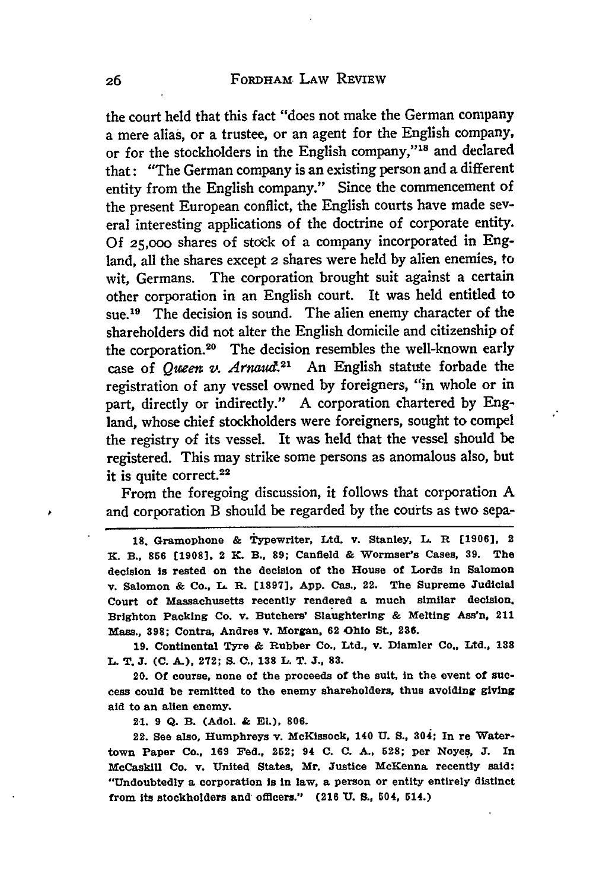the court held that this fact "does not make the German company a mere alias, or a trustee, or an agent for the English company, or for the stockholders in the English company,"[18] and declared that: "The German company is an existing person and a different entity from the English company." Since the commencement of the present European conflict, the English courts have made several interesting applications of the doctrine of corporate entity. Of 25,000 shares of stock of a company incorporated in England, all the shares except 2 shares were held by alien enemies, to wit, Germans. The corporation brought suit against a certain other corporation in an English court. It was held entitled to sue.[19] The decision is sound. The alien enemy character of the shareholders did not alter the English domicile and citizenship of the corporation.[20] The decision resembles the well-known early case of *Queen v. Arnaud*.[21] An English statute forbade the registration of any vessel owned by foreigners, "in whole or in part, directly or indirectly." A corporation chartered by England, whose chief stockholders were foreigners, sought to compel the registry of its vessel. It was held that the vessel should be registered. This may strike some persons as anomalous also, but it is quite correct.[22]

From the foregoing discussion, it follows that corporation A and corporation B should be regarded by the courts as two sepa-

---

18. Gramophone & Typewriter, Ltd. v. Stanley, L. R. [1906], 2 K. B., 856 [1908], 2 K. B., 89; Canfield & Wormser's Cases, 39. The decision is rested on the decision of the House of Lords in Salomon v. Salomon & Co., L. R. [1897], App. Cas., 22. The Supreme Judicial Court of Massachusetts recently rendered a much similar decision. Brighton Packing Co. v. Butchers' Slaughtering & Melting Ass'n, 211 Mass., 398; Contra, Andres v. Morgan, 62 Ohio St., 236.

19. Continental Tyre & Rubber Co., Ltd., v. Diamler Co., Ltd., 138 L. T. J. (C. A.), 272; S. C., 138 L. T. J., 83.

20. Of course, none of the proceeds of the suit, in the event of success could be remitted to the enemy shareholders, thus avoiding giving aid to an alien enemy.

21. 9 Q. B. (Adol. & El.), 806.

22. See also, Humphreys v. McKissock, 140 U. S., 304; In re Watertown Paper Co., 169 Fed., 252; 94 C. C. A., 528; per Noyes, J. In McCaskill Co. v. United States, Mr. Justice McKenna recently said: "Undoubtedly a corporation is in law, a person or entity entirely distinct from its stockholders and officers." (216 U. S., 504, 514.)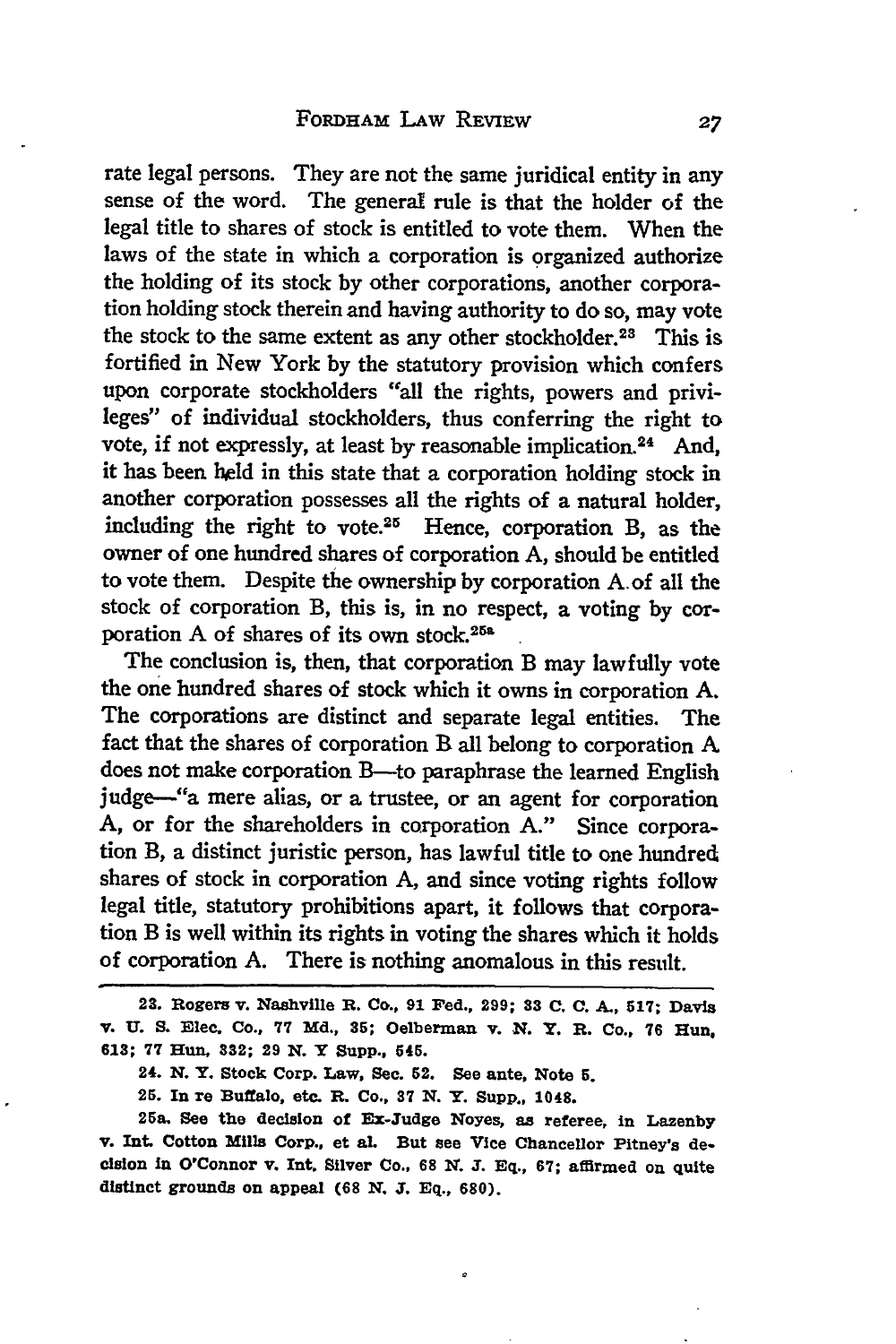rate legal persons. They are not the same juridical entity in any sense of the word. The general rule is that the holder of the legal title to shares of stock is entitled to vote them. When the laws of the state in which a corporation is organized authorize the holding of its stock by other corporations, another corporation holding stock therein and having authority to do so, may vote the stock to the same extent as any other stockholder.[23] This is fortified in New York by the statutory provision which confers upon corporate stockholders "all the rights, powers and privileges" of individual stockholders, thus conferring the right to vote, if not expressly, at least by reasonable implication.[24] And, it has been held in this state that a corporation holding stock in another corporation possesses all the rights of a natural holder, including the right to vote.[25] Hence, corporation B, as the owner of one hundred shares of corporation A, should be entitled to vote them. Despite the ownership by corporation A of all the stock of corporation B, this is, in no respect, a voting by corporation A of shares of its own stock.[25a]

The conclusion is, then, that corporation B may lawfully vote the one hundred shares of stock which it owns in corporation A. The corporations are distinct and separate legal entities. The fact that the shares of corporation B all belong to corporation A does not make corporation B—to paraphrase the learned English judge—"a mere alias, or a trustee, or an agent for corporation A, or for the shareholders in corporation A." Since corporation B, a distinct juristic person, has lawful title to one hundred shares of stock in corporation A, and since voting rights follow legal title, statutory prohibitions apart, it follows that corporation B is well within its rights in voting the shares which it holds of corporation A. There is nothing anomalous in this result.

---

23. Rogers v. Nashville R. Co., 91 Fed., 299; 33 C. C. A., 517; Davis v. U. S. Elec. Co., 77 Md., 35; Oelberman v. N. Y. R. Co., 76 Hun, 613; 77 Hun, 332; 29 N. Y Supp., 545.

24. N. Y. Stock Corp. Law, Sec. 52. See ante, Note 5.

25. In re Buffalo, etc. R. Co., 37 N. Y. Supp., 1048.

25a. See the decision of Ex-Judge Noyes, as referee, in Lazenby v. Int. Cotton Mills Corp., et al. But see Vice Chancellor Pitney's decision in O'Connor v. Int. Silver Co., 68 N. J. Eq., 67; affirmed on quite distinct grounds on appeal (68 N. J. Eq., 680).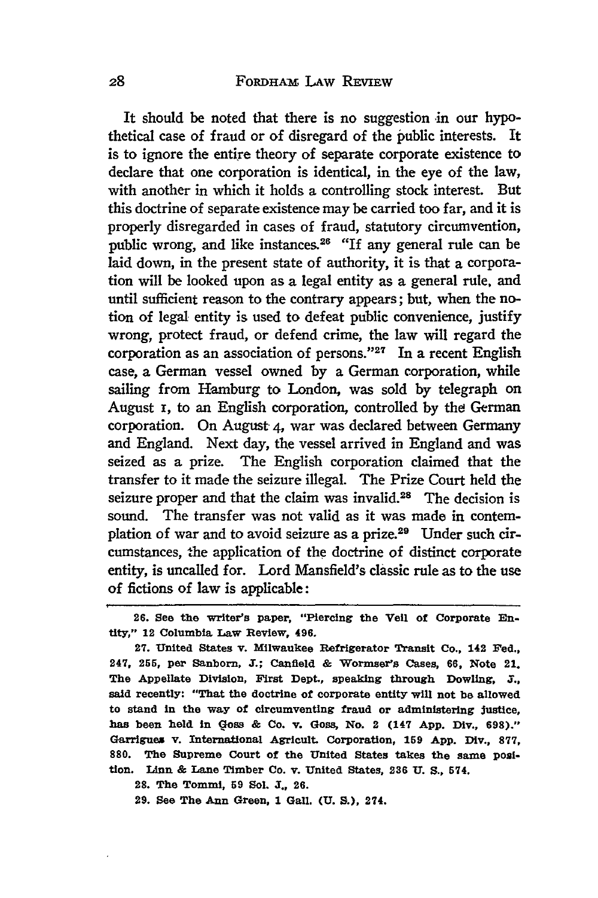It should be noted that there is no suggestion in our hypothetical case of fraud or of disregard of the public interests. It is to ignore the entire theory of separate corporate existence to declare that one corporation is identical, in the eye of the law, with another in which it holds a controlling stock interest. But this doctrine of separate existence may be carried too far, and it is properly disregarded in cases of fraud, statutory circumvention, public wrong, and like instances.[26] "If any general rule can be laid down, in the present state of authority, it is that a corporation will be looked upon as a legal entity as a general rule, and until sufficient reason to the contrary appears; but, when the notion of legal entity is used to defeat public convenience, justify wrong, protect fraud, or defend crime, the law will regard the corporation as an association of persons."[27] In a recent English case, a German vessel owned by a German corporation, while sailing from Hamburg to London, was sold by telegraph on August 1, to an English corporation, controlled by the German corporation. On August 4, war was declared between Germany and England. Next day, the vessel arrived in England and was seized as a prize. The English corporation claimed that the transfer to it made the seizure illegal. The Prize Court held the seizure proper and that the claim was invalid.[28] The decision is sound. The transfer was not valid as it was made in contemplation of war and to avoid seizure as a prize.[29] Under such circumstances, the application of the doctrine of distinct corporate entity, is uncalled for. Lord Mansfield's classic rule as to the use of fictions of law is applicable:

---

26. See the writer's paper, "Piercing the Veil of Corporate Entity," 12 Columbia Law Review, 496.

27. United States v. Milwaukee Refrigerator Transit Co., 142 Fed., 247, 255, per Sanborn, J.; Canfield & Wormser's Cases, 66, Note 21. The Appellate Division, First Dept., speaking through Dowling, J., said recently: "That the doctrine of corporate entity will not be allowed to stand in the way of circumventing fraud or administering justice, has been held in Goss & Co. v. Goss, No. 2 (147 App. Div., 698)." Garrigues v. International Agricult. Corporation, 159 App. Div., 877, 880. The Supreme Court of the United States takes the same position. Linn & Lane Timber Co. v. United States, 236 U. S., 574.

28. The Tommi, 59 Sol. J., 26.

29. See The Ann Green, 1 Gall. (U. S.), 274.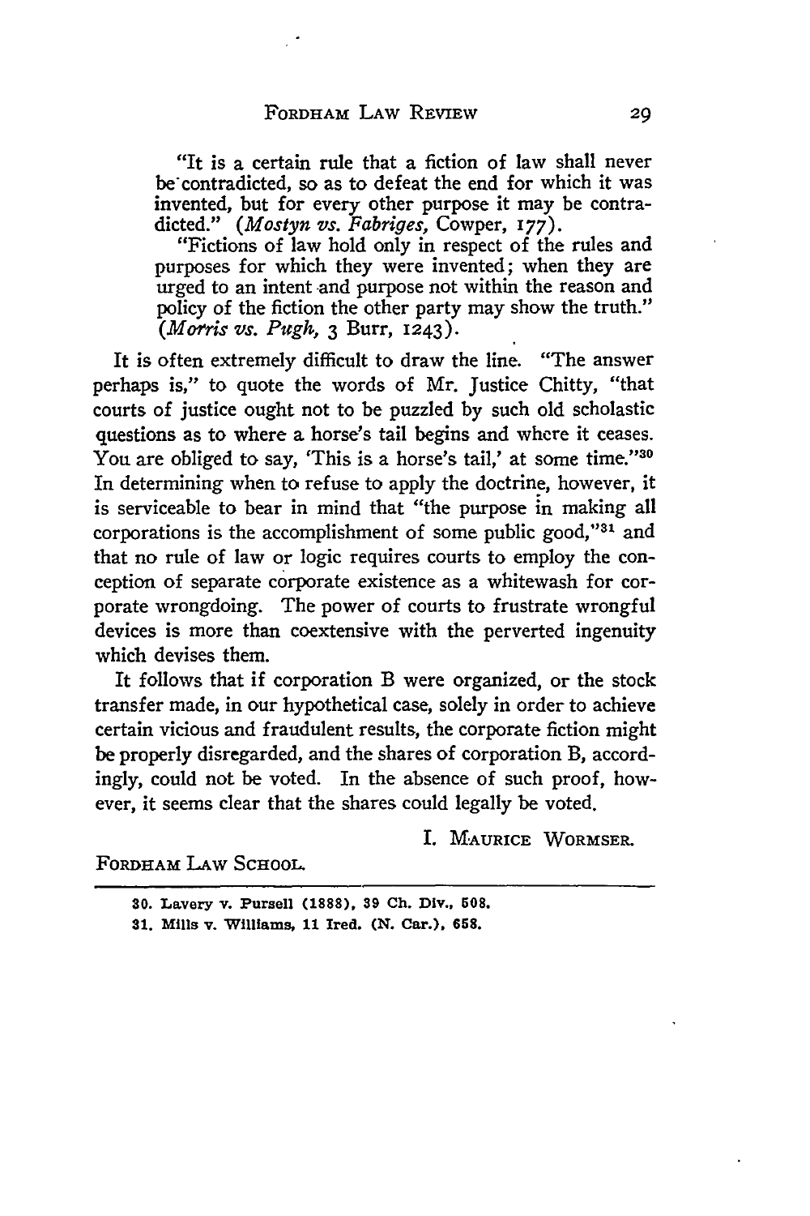> "It is a certain rule that a fiction of law shall never be contradicted, so as to defeat the end for which it was invented, but for every other purpose it may be contradicted." (*Mostyn vs. Fabriges*, Cowper, 177).
>
> "Fictions of law hold only in respect of the rules and purposes for which they were invented; when they are urged to an intent and purpose not within the reason and policy of the fiction the other party may show the truth." (*Morris vs. Pugh*, 3 Burr, 1243).

It is often extremely difficult to draw the line. "The answer perhaps is," to quote the words of Mr. Justice Chitty, "that courts of justice ought not to be puzzled by such old scholastic questions as to where a horse's tail begins and where it ceases. You are obliged to say, 'This is a horse's tail,' at some time."[30] In determining when to refuse to apply the doctrine, however, it is serviceable to bear in mind that "the purpose in making all corporations is the accomplishment of some public good,"[31] and that no rule of law or logic requires courts to employ the conception of separate corporate existence as a whitewash for corporate wrongdoing. The power of courts to frustrate wrongful devices is more than coextensive with the perverted ingenuity which devises them.

It follows that if corporation B were organized, or the stock transfer made, in our hypothetical case, solely in order to achieve certain vicious and fraudulent results, the corporate fiction might be properly disregarded, and the shares of corporation B, accordingly, could not be voted. In the absence of such proof, however, it seems clear that the shares could legally be voted.

I. MAURICE WORMSER.

FORDHAM LAW SCHOOL.

---

30. Lavery v. Pursell (1888), 39 Ch. Div., 508.

31. Mills v. Williams, 11 Ired. (N. Car.), 658.